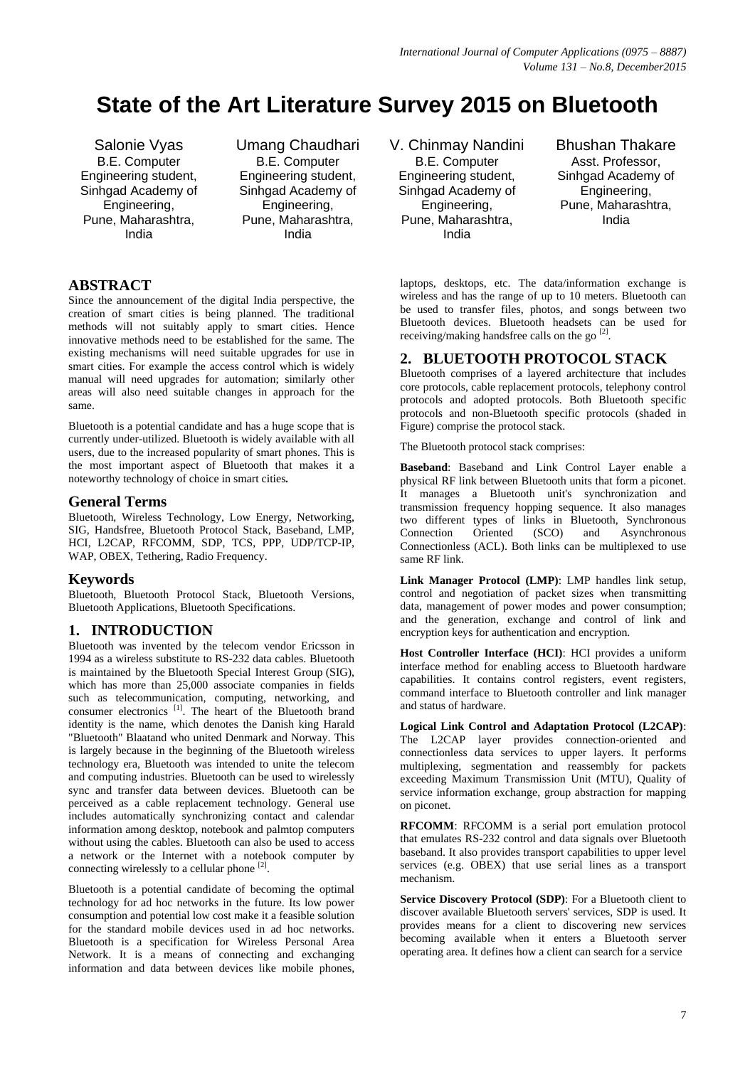# State of the Art Literature Survey 2015 on Bluetooth

Salonie Vyas
B.E. Computer Engineering student, Sinhgad Academy of Engineering, Pune, Maharashtra, India

Umang Chaudhari
B.E. Computer Engineering student, Sinhgad Academy of Engineering, Pune, Maharashtra, India

V. Chinmay Nandini
B.E. Computer Engineering student, Sinhgad Academy of Engineering, Pune, Maharashtra, India

Bhushan Thakare
Asst. Professor, Sinhgad Academy of Engineering, Pune, Maharashtra, India

## ABSTRACT

Since the announcement of the digital India perspective, the creation of smart cities is being planned. The traditional methods will not suitably apply to smart cities. Hence innovative methods need to be established for the same. The existing mechanisms will need suitable upgrades for use in smart cities. For example the access control which is widely manual will need upgrades for automation; similarly other areas will also need suitable changes in approach for the same.

Bluetooth is a potential candidate and has a huge scope that is currently under-utilized. Bluetooth is widely available with all users, due to the increased popularity of smart phones. This is the most important aspect of Bluetooth that makes it a noteworthy technology of choice in smart cities**.**

## General Terms

Bluetooth, Wireless Technology, Low Energy, Networking, SIG, Handsfree, Bluetooth Protocol Stack, Baseband, LMP, HCI, L2CAP, RFCOMM, SDP, TCS, PPP, UDP/TCP-IP, WAP, OBEX, Tethering, Radio Frequency.

## Keywords

Bluetooth, Bluetooth Protocol Stack, Bluetooth Versions, Bluetooth Applications, Bluetooth Specifications.

## 1. INTRODUCTION

Bluetooth was invented by the telecom vendor Ericsson in 1994 as a wireless substitute to RS-232 data cables. Bluetooth is maintained by the Bluetooth Special Interest Group (SIG), which has more than 25,000 associate companies in fields such as telecommunication, computing, networking, and consumer electronics [1]. The heart of the Bluetooth brand identity is the name, which denotes the Danish king Harald "Bluetooth" Blaatand who united Denmark and Norway. This is largely because in the beginning of the Bluetooth wireless technology era, Bluetooth was intended to unite the telecom and computing industries. Bluetooth can be used to wirelessly sync and transfer data between devices. Bluetooth can be perceived as a cable replacement technology. General use includes automatically synchronizing contact and calendar information among desktop, notebook and palmtop computers without using the cables. Bluetooth can also be used to access a network or the Internet with a notebook computer by connecting wirelessly to a cellular phone [2].

Bluetooth is a potential candidate of becoming the optimal technology for ad hoc networks in the future. Its low power consumption and potential low cost make it a feasible solution for the standard mobile devices used in ad hoc networks. Bluetooth is a specification for Wireless Personal Area Network. It is a means of connecting and exchanging information and data between devices like mobile phones, laptops, desktops, etc. The data/information exchange is wireless and has the range of up to 10 meters. Bluetooth can be used to transfer files, photos, and songs between two Bluetooth devices. Bluetooth headsets can be used for receiving/making handsfree calls on the go [2].

## 2. BLUETOOTH PROTOCOL STACK

Bluetooth comprises of a layered architecture that includes core protocols, cable replacement protocols, telephony control protocols and adopted protocols. Both Bluetooth specific protocols and non-Bluetooth specific protocols (shaded in Figure) comprise the protocol stack.

The Bluetooth protocol stack comprises:

**Baseband**: Baseband and Link Control Layer enable a physical RF link between Bluetooth units that form a piconet. It manages a Bluetooth unit's synchronization and transmission frequency hopping sequence. It also manages two different types of links in Bluetooth, Synchronous Connection Oriented (SCO) and Asynchronous Connectionless (ACL). Both links can be multiplexed to use same RF link.

**Link Manager Protocol (LMP)**: LMP handles link setup, control and negotiation of packet sizes when transmitting data, management of power modes and power consumption; and the generation, exchange and control of link and encryption keys for authentication and encryption.

**Host Controller Interface (HCI)**: HCI provides a uniform interface method for enabling access to Bluetooth hardware capabilities. It contains control registers, event registers, command interface to Bluetooth controller and link manager and status of hardware.

**Logical Link Control and Adaptation Protocol (L2CAP)**: The L2CAP layer provides connection-oriented and connectionless data services to upper layers. It performs multiplexing, segmentation and reassembly for packets exceeding Maximum Transmission Unit (MTU), Quality of service information exchange, group abstraction for mapping on piconet.

**RFCOMM**: RFCOMM is a serial port emulation protocol that emulates RS-232 control and data signals over Bluetooth baseband. It also provides transport capabilities to upper level services (e.g. OBEX) that use serial lines as a transport mechanism.

**Service Discovery Protocol (SDP)**: For a Bluetooth client to discover available Bluetooth servers' services, SDP is used. It provides means for a client to discovering new services becoming available when it enters a Bluetooth server operating area. It defines how a client can search for a service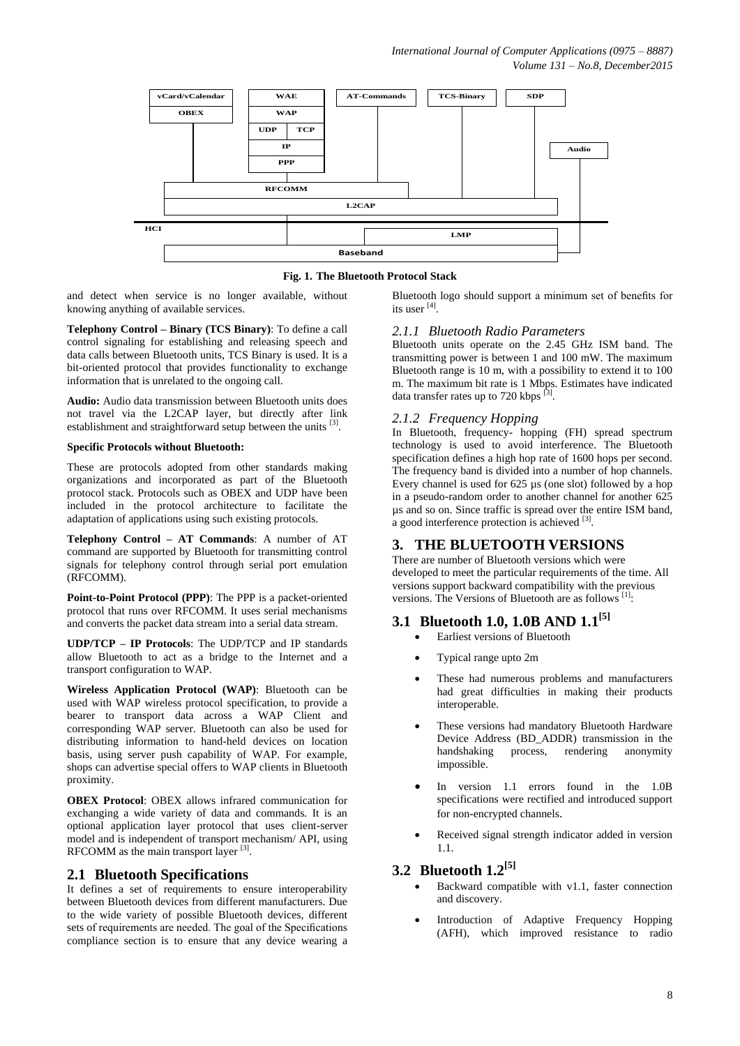**Fig. 1. The Bluetooth Protocol Stack**

and detect when service is no longer available, without knowing anything of available services.

**Telephony Control – Binary (TCS Binary)**: To define a call control signaling for establishing and releasing speech and data calls between Bluetooth units, TCS Binary is used. It is a bit-oriented protocol that provides functionality to exchange information that is unrelated to the ongoing call.

**Audio:** Audio data transmission between Bluetooth units does not travel via the L2CAP layer, but directly after link establishment and straightforward setup between the units [3].

**Specific Protocols without Bluetooth:**

These are protocols adopted from other standards making organizations and incorporated as part of the Bluetooth protocol stack. Protocols such as OBEX and UDP have been included in the protocol architecture to facilitate the adaptation of applications using such existing protocols.

**Telephony Control – AT Commands**: A number of AT command are supported by Bluetooth for transmitting control signals for telephony control through serial port emulation (RFCOMM).

**Point-to-Point Protocol (PPP)**: The PPP is a packet-oriented protocol that runs over RFCOMM. It uses serial mechanisms and converts the packet data stream into a serial data stream.

**UDP/TCP – IP Protocols**: The UDP/TCP and IP standards allow Bluetooth to act as a bridge to the Internet and a transport configuration to WAP.

**Wireless Application Protocol (WAP)**: Bluetooth can be used with WAP wireless protocol specification, to provide a bearer to transport data across a WAP Client and corresponding WAP server. Bluetooth can also be used for distributing information to hand-held devices on location basis, using server push capability of WAP. For example, shops can advertise special offers to WAP clients in Bluetooth proximity.

**OBEX Protocol**: OBEX allows infrared communication for exchanging a wide variety of data and commands. It is an optional application layer protocol that uses client-server model and is independent of transport mechanism/ API, using RFCOMM as the main transport layer [3].

## 2.1 Bluetooth Specifications

It defines a set of requirements to ensure interoperability between Bluetooth devices from different manufacturers. Due to the wide variety of possible Bluetooth devices, different sets of requirements are needed. The goal of the Specifications compliance section is to ensure that any device wearing a Bluetooth logo should support a minimum set of benefits for its user [4].

### *2.1.1 Bluetooth Radio Parameters*

Bluetooth units operate on the 2.45 GHz ISM band. The transmitting power is between 1 and 100 mW. The maximum Bluetooth range is 10 m, with a possibility to extend it to 100 m. The maximum bit rate is 1 Mbps. Estimates have indicated data transfer rates up to 720 kbps [3].

### *2.1.2 Frequency Hopping*

In Bluetooth, frequency- hopping (FH) spread spectrum technology is used to avoid interference. The Bluetooth specification defines a high hop rate of 1600 hops per second. The frequency band is divided into a number of hop channels. Every channel is used for 625 µs (one slot) followed by a hop in a pseudo-random order to another channel for another 625 µs and so on. Since traffic is spread over the entire ISM band, a good interference protection is achieved [3].

# 3. THE BLUETOOTH VERSIONS

There are number of Bluetooth versions which were developed to meet the particular requirements of the time. All versions support backward compatibility with the previous versions. The Versions of Bluetooth are as follows [1]:

## 3.1 Bluetooth 1.0, 1.0B AND 1.1[5]

- Earliest versions of Bluetooth
- Typical range upto 2m
- These had numerous problems and manufacturers had great difficulties in making their products interoperable.
- These versions had mandatory Bluetooth Hardware Device Address (BD_ADDR) transmission in the handshaking process, rendering anonymity impossible.
- In version 1.1 errors found in the 1.0B specifications were rectified and introduced support for non-encrypted channels.
- Received signal strength indicator added in version 1.1.

## 3.2 Bluetooth 1.2[5]

- Backward compatible with v1.1, faster connection and discovery.
- Introduction of Adaptive Frequency Hopping (AFH), which improved resistance to radio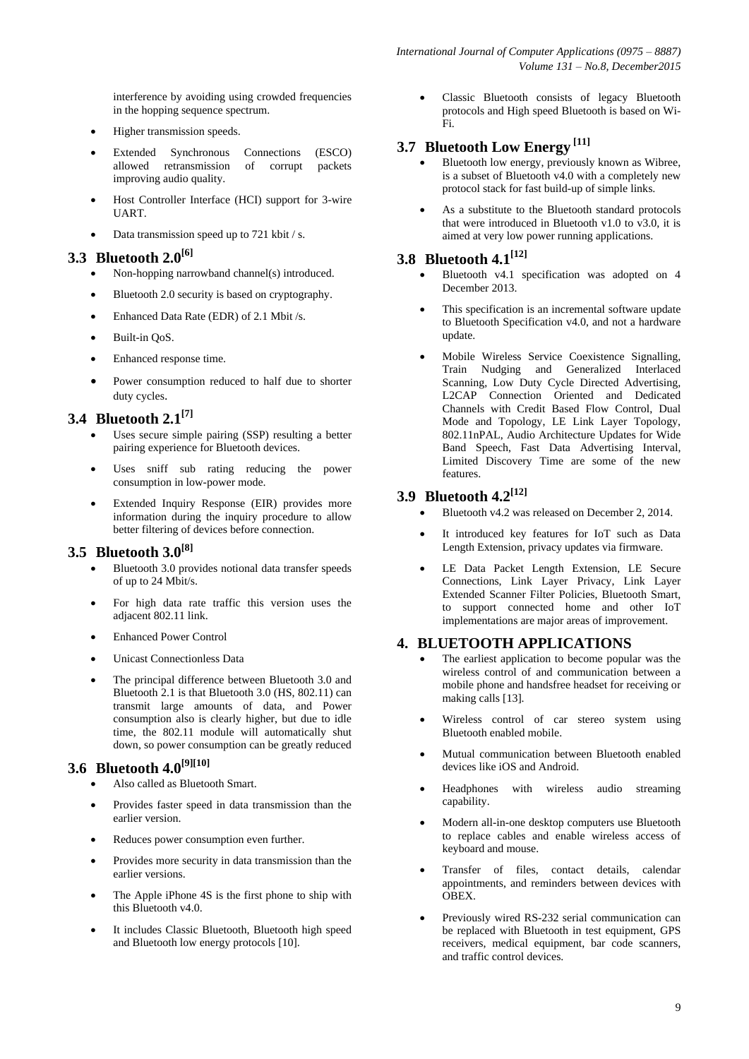interference by avoiding using crowded frequencies in the hopping sequence spectrum.

- Higher transmission speeds.
- Extended Synchronous Connections (ESCO) allowed retransmission of corrupt packets improving audio quality.
- Host Controller Interface (HCI) support for 3-wire UART.
- Data transmission speed up to 721 kbit / s.

## 3.3 Bluetooth 2.0[6]

- Non-hopping narrowband channel(s) introduced.
- Bluetooth 2.0 security is based on cryptography.
- Enhanced Data Rate (EDR) of 2.1 Mbit /s.
- Built-in QoS.
- Enhanced response time.
- Power consumption reduced to half due to shorter duty cycles.

## 3.4 Bluetooth 2.1[7]

- Uses secure simple pairing (SSP) resulting a better pairing experience for Bluetooth devices.
- Uses sniff sub rating reducing the power consumption in low-power mode.
- Extended Inquiry Response (EIR) provides more information during the inquiry procedure to allow better filtering of devices before connection.

## 3.5 Bluetooth 3.0[8]

- Bluetooth 3.0 provides notional data transfer speeds of up to 24 Mbit/s.
- For high data rate traffic this version uses the adjacent 802.11 link.
- Enhanced Power Control
- Unicast Connectionless Data
- The principal difference between Bluetooth 3.0 and Bluetooth 2.1 is that Bluetooth 3.0 (HS, 802.11) can transmit large amounts of data, and Power consumption also is clearly higher, but due to idle time, the 802.11 module will automatically shut down, so power consumption can be greatly reduced

## 3.6 Bluetooth 4.0[9][10]

- Also called as Bluetooth Smart.
- Provides faster speed in data transmission than the earlier version.
- Reduces power consumption even further.
- Provides more security in data transmission than the earlier versions.
- The Apple iPhone 4S is the first phone to ship with this Bluetooth v4.0.
- It includes Classic Bluetooth, Bluetooth high speed and Bluetooth low energy protocols [10].
- Classic Bluetooth consists of legacy Bluetooth protocols and High speed Bluetooth is based on Wi-Fi.

## 3.7 Bluetooth Low Energy [11]

- Bluetooth low energy, previously known as Wibree, is a subset of Bluetooth v4.0 with a completely new protocol stack for fast build-up of simple links.
- As a substitute to the Bluetooth standard protocols that were introduced in Bluetooth v1.0 to v3.0, it is aimed at very low power running applications.

## 3.8 Bluetooth 4.1[12]

- Bluetooth v4.1 specification was adopted on 4 December 2013.
- This specification is an incremental software update to Bluetooth Specification v4.0, and not a hardware update.
- Mobile Wireless Service Coexistence Signalling, Train Nudging and Generalized Interlaced Scanning, Low Duty Cycle Directed Advertising, L2CAP Connection Oriented and Dedicated Channels with Credit Based Flow Control, Dual Mode and Topology, LE Link Layer Topology, 802.11nPAL, Audio Architecture Updates for Wide Band Speech, Fast Data Advertising Interval, Limited Discovery Time are some of the new features.

## 3.9 Bluetooth 4.2[12]

- Bluetooth v4.2 was released on December 2, 2014.
- It introduced key features for IoT such as Data Length Extension, privacy updates via firmware.
- LE Data Packet Length Extension, LE Secure Connections, Link Layer Privacy, Link Layer Extended Scanner Filter Policies, Bluetooth Smart, to support connected home and other IoT implementations are major areas of improvement.

# 4. BLUETOOTH APPLICATIONS

- The earliest application to become popular was the wireless control of and communication between a mobile phone and handsfree headset for receiving or making calls [13].
- Wireless control of car stereo system using Bluetooth enabled mobile.
- Mutual communication between Bluetooth enabled devices like iOS and Android.
- Headphones with wireless audio streaming capability.
- Modern all-in-one desktop computers use Bluetooth to replace cables and enable wireless access of keyboard and mouse.
- Transfer of files, contact details, calendar appointments, and reminders between devices with OBEX.
- Previously wired RS-232 serial communication can be replaced with Bluetooth in test equipment, GPS receivers, medical equipment, bar code scanners, and traffic control devices.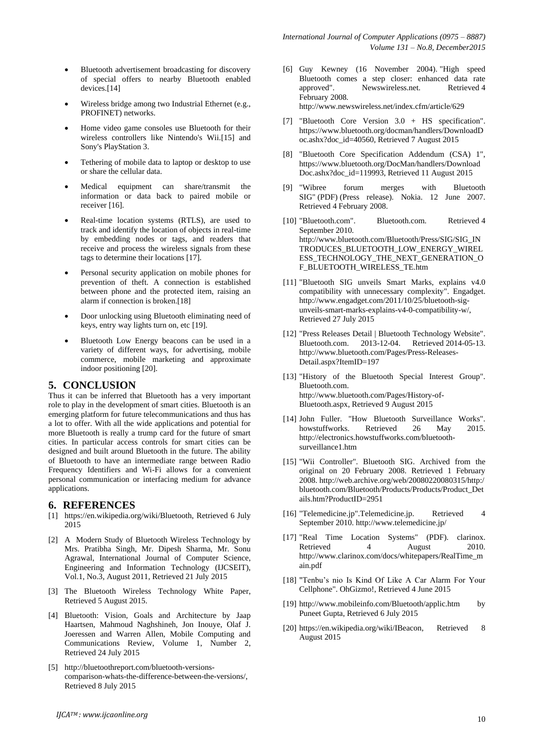- Bluetooth advertisement broadcasting for discovery of special offers to nearby Bluetooth enabled devices.[14]
- Wireless bridge among two Industrial Ethernet (e.g., PROFINET) networks.
- Home video game consoles use Bluetooth for their wireless controllers like Nintendo's Wii.[15] and Sony's PlayStation 3.
- Tethering of mobile data to laptop or desktop to use or share the cellular data.
- Medical equipment can share/transmit the information or data back to paired mobile or receiver [16].
- Real-time location systems (RTLS), are used to track and identify the location of objects in real-time by embedding nodes or tags, and readers that receive and process the wireless signals from these tags to determine their locations [17].
- Personal security application on mobile phones for prevention of theft. A connection is established between phone and the protected item, raising an alarm if connection is broken.[18]
- Door unlocking using Bluetooth eliminating need of keys, entry way lights turn on, etc [19].
- Bluetooth Low Energy beacons can be used in a variety of different ways, for advertising, mobile commerce, mobile marketing and approximate indoor positioning [20].

## 5. CONCLUSION

Thus it can be inferred that Bluetooth has a very important role to play in the development of smart cities. Bluetooth is an emerging platform for future telecommunications and thus has a lot to offer. With all the wide applications and potential for more Bluetooth is really a trump card for the future of smart cities. In particular access controls for smart cities can be designed and built around Bluetooth in the future. The ability of Bluetooth to have an intermediate range between Radio Frequency Identifiers and Wi-Fi allows for a convenient personal communication or interfacing medium for advance applications.

## 6. REFERENCES

[1] https://en.wikipedia.org/wiki/Bluetooth, Retrieved 6 July 2015

[2] A Modern Study of Bluetooth Wireless Technology by Mrs. Pratibha Singh, Mr. Dipesh Sharma, Mr. Sonu Agrawal, International Journal of Computer Science, Engineering and Information Technology (IJCSEIT), Vol.1, No.3, August 2011, Retrieved 21 July 2015

[3] The Bluetooth Wireless Technology White Paper, Retrieved 5 August 2015.

[4] Bluetooth: Vision, Goals and Architecture by Jaap Haartsen, Mahmoud Naghshineh, Jon Inouye, Olaf J. Joeressen and Warren Allen, Mobile Computing and Communications Review, Volume 1, Number 2, Retrieved 24 July 2015

[5] http://bluetoothreport.com/bluetooth-versions-comparison-whats-the-difference-between-the-versions/, Retrieved 8 July 2015

[6] Guy Kewney (16 November 2004). "High speed Bluetooth comes a step closer: enhanced data rate approved". Newswireless.net. Retrieved 4 February 2008. http://www.newswireless.net/index.cfm/article/629

[7] "Bluetooth Core Version 3.0 + HS specification". https://www.bluetooth.org/docman/handlers/DownloadDoc.ashx?doc_id=40560, Retrieved 7 August 2015

[8] "Bluetooth Core Specification Addendum (CSA) 1", https://www.bluetooth.org/DocMan/handlers/DownloadDoc.ashx?doc_id=119993, Retrieved 11 August 2015

[9] "Wibree forum merges with Bluetooth SIG" (PDF) (Press release). Nokia. 12 June 2007. Retrieved 4 February 2008.

[10] "Bluetooth.com". Bluetooth.com. Retrieved 4 September 2010. http://www.bluetooth.com/Bluetooth/Press/SIG/SIG_INTRODUCES_BLUETOOTH_LOW_ENERGY_WIRELESS_TECHNOLOGY_THE_NEXT_GENERATION_OF_BLUETOOTH_WIRELESS_TE.htm

[11] "Bluetooth SIG unveils Smart Marks, explains v4.0 compatibility with unnecessary complexity". Engadget. http://www.engadget.com/2011/10/25/bluetooth-sig-unveils-smart-marks-explains-v4-0-compatibility-w/, Retrieved 27 July 2015

[12] "Press Releases Detail | Bluetooth Technology Website". Bluetooth.com. 2013-12-04. Retrieved 2014-05-13. http://www.bluetooth.com/Pages/Press-Releases-Detail.aspx?ItemID=197

[13] "History of the Bluetooth Special Interest Group". Bluetooth.com. http://www.bluetooth.com/Pages/History-of-Bluetooth.aspx, Retrieved 9 August 2015

[14] John Fuller. "How Bluetooth Surveillance Works". howstuffworks. Retrieved 26 May 2015. http://electronics.howstuffworks.com/bluetooth-surveillance1.htm

[15] "Wii Controller". Bluetooth SIG. Archived from the original on 20 February 2008. Retrieved 1 February 2008. http://web.archive.org/web/20080220080315/http:/bluetooth.com/Bluetooth/Products/Products/Product_Details.htm?ProductID=2951

[16] "Telemedicine.jp".Telemedicine.jp. Retrieved 4 September 2010. http://www.telemedicine.jp/

[17] "Real Time Location Systems" (PDF). clarinox. Retrieved 4 August 2010. http://www.clarinox.com/docs/whitepapers/RealTime_main.pdf

[18] "Tenbu's nio Is Kind Of Like A Car Alarm For Your Cellphone". OhGizmo!, Retrieved 4 June 2015

[19] http://www.mobileinfo.com/Bluetooth/applic.htm by Puneet Gupta, Retrieved 6 July 2015

[20] https://en.wikipedia.org/wiki/IBeacon, Retrieved 8 August 2015